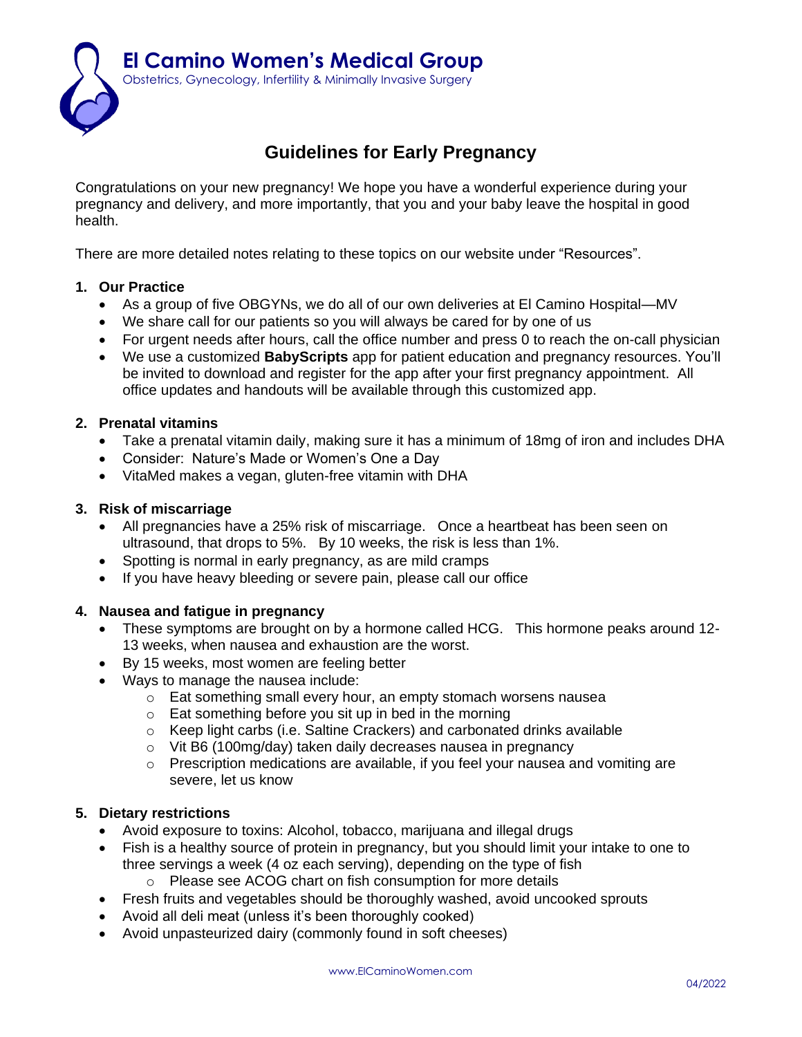**El Camino Women's Medical Group**

Obstetrics, Gynecology, Infertility & Minimally Invasive Surgery

# Guidelines for Early Pregnancy

Congratulations on your new pregnancy! We hope you have a wonderful experience during your pregnancy and delivery, and more importantly, that you and your baby leave the hospital in good health.

There are more detailed notes relating to these topics on our website under "Resources".

1. **Our Practice**
   - As a group of five OBGYNs, we do all of our own deliveries at El Camino Hospital—MV
   - We share call for our patients so you will always be cared for by one of us
   - For urgent needs after hours, call the office number and press 0 to reach the on-call physician
   - We use a customized **BabyScripts** app for patient education and pregnancy resources. You'll be invited to download and register for the app after your first pregnancy appointment. All office updates and handouts will be available through this customized app.

2. **Prenatal vitamins**
   - Take a prenatal vitamin daily, making sure it has a minimum of 18mg of iron and includes DHA
   - Consider: Nature's Made or Women's One a Day
   - VitaMed makes a vegan, gluten-free vitamin with DHA

3. **Risk of miscarriage**
   - All pregnancies have a 25% risk of miscarriage. Once a heartbeat has been seen on ultrasound, that drops to 5%. By 10 weeks, the risk is less than 1%.
   - Spotting is normal in early pregnancy, as are mild cramps
   - If you have heavy bleeding or severe pain, please call our office

4. **Nausea and fatigue in pregnancy**
   - These symptoms are brought on by a hormone called HCG. This hormone peaks around 12-13 weeks, when nausea and exhaustion are the worst.
   - By 15 weeks, most women are feeling better
   - Ways to manage the nausea include:
     - Eat something small every hour, an empty stomach worsens nausea
     - Eat something before you sit up in bed in the morning
     - Keep light carbs (i.e. Saltine Crackers) and carbonated drinks available
     - Vit B6 (100mg/day) taken daily decreases nausea in pregnancy
     - Prescription medications are available, if you feel your nausea and vomiting are severe, let us know

5. **Dietary restrictions**
   - Avoid exposure to toxins: Alcohol, tobacco, marijuana and illegal drugs
   - Fish is a healthy source of protein in pregnancy, but you should limit your intake to one to three servings a week (4 oz each serving), depending on the type of fish
     - Please see ACOG chart on fish consumption for more details
   - Fresh fruits and vegetables should be thoroughly washed, avoid uncooked sprouts
   - Avoid all deli meat (unless it's been thoroughly cooked)
   - Avoid unpasteurized dairy (commonly found in soft cheeses)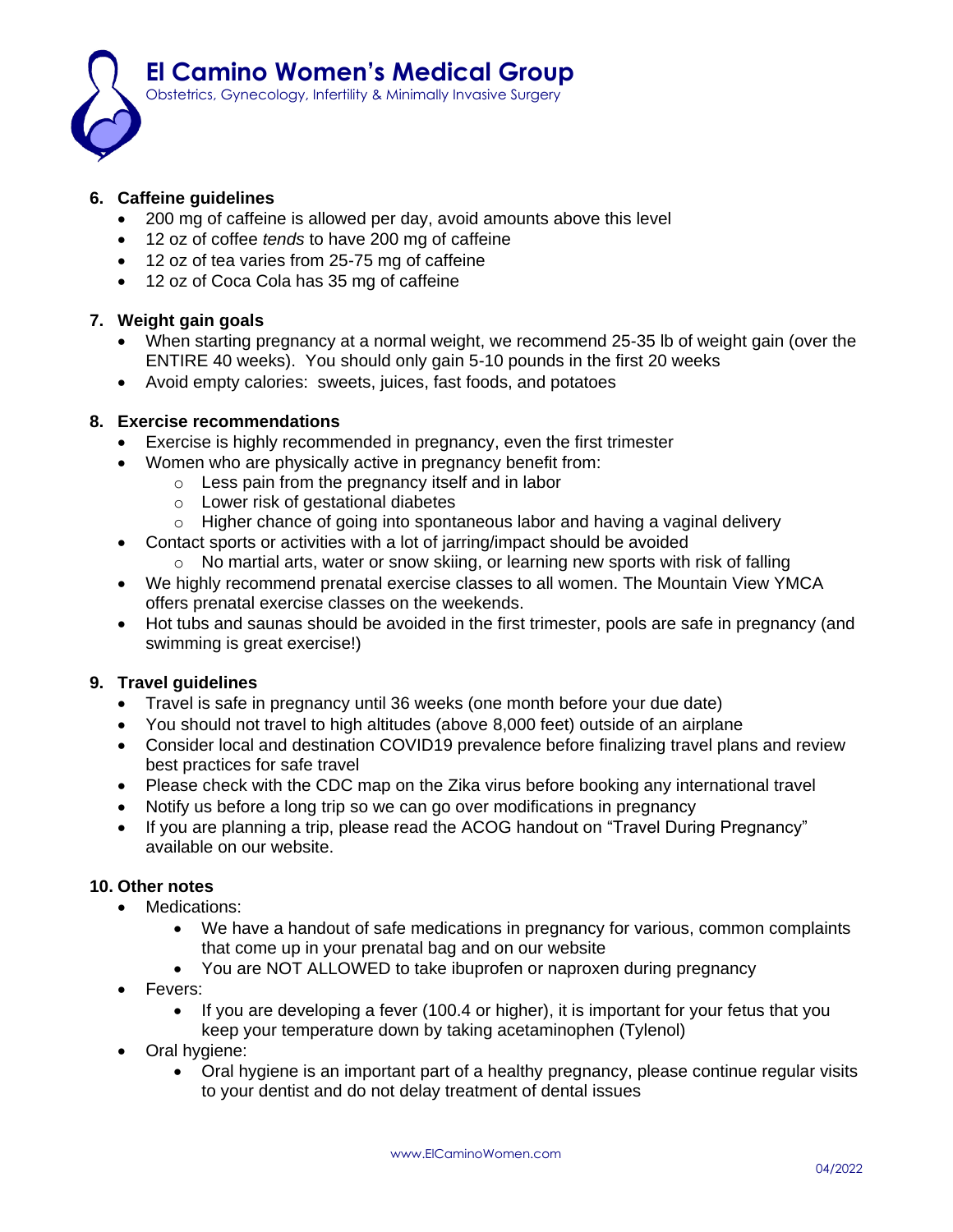**El Camino Women's Medical Group**
Obstetrics, Gynecology, Infertility & Minimally Invasive Surgery

6. **Caffeine guidelines**
   - 200 mg of caffeine is allowed per day, avoid amounts above this level
   - 12 oz of coffee *tends* to have 200 mg of caffeine
   - 12 oz of tea varies from 25-75 mg of caffeine
   - 12 oz of Coca Cola has 35 mg of caffeine

7. **Weight gain goals**
   - When starting pregnancy at a normal weight, we recommend 25-35 lb of weight gain (over the ENTIRE 40 weeks). You should only gain 5-10 pounds in the first 20 weeks
   - Avoid empty calories: sweets, juices, fast foods, and potatoes

8. **Exercise recommendations**
   - Exercise is highly recommended in pregnancy, even the first trimester
   - Women who are physically active in pregnancy benefit from:
     - Less pain from the pregnancy itself and in labor
     - Lower risk of gestational diabetes
     - Higher chance of going into spontaneous labor and having a vaginal delivery
   - Contact sports or activities with a lot of jarring/impact should be avoided
     - No martial arts, water or snow skiing, or learning new sports with risk of falling
   - We highly recommend prenatal exercise classes to all women. The Mountain View YMCA offers prenatal exercise classes on the weekends.
   - Hot tubs and saunas should be avoided in the first trimester, pools are safe in pregnancy (and swimming is great exercise!)

9. **Travel guidelines**
   - Travel is safe in pregnancy until 36 weeks (one month before your due date)
   - You should not travel to high altitudes (above 8,000 feet) outside of an airplane
   - Consider local and destination COVID19 prevalence before finalizing travel plans and review best practices for safe travel
   - Please check with the CDC map on the Zika virus before booking any international travel
   - Notify us before a long trip so we can go over modifications in pregnancy
   - If you are planning a trip, please read the ACOG handout on "Travel During Pregnancy" available on our website.

10. **Other notes**
    - Medications:
      - We have a handout of safe medications in pregnancy for various, common complaints that come up in your prenatal bag and on our website
      - You are NOT ALLOWED to take ibuprofen or naproxen during pregnancy
    - Fevers:
      - If you are developing a fever (100.4 or higher), it is important for your fetus that you keep your temperature down by taking acetaminophen (Tylenol)
    - Oral hygiene:
      - Oral hygiene is an important part of a healthy pregnancy, please continue regular visits to your dentist and do not delay treatment of dental issues

www.ElCaminoWomen.com

04/2022